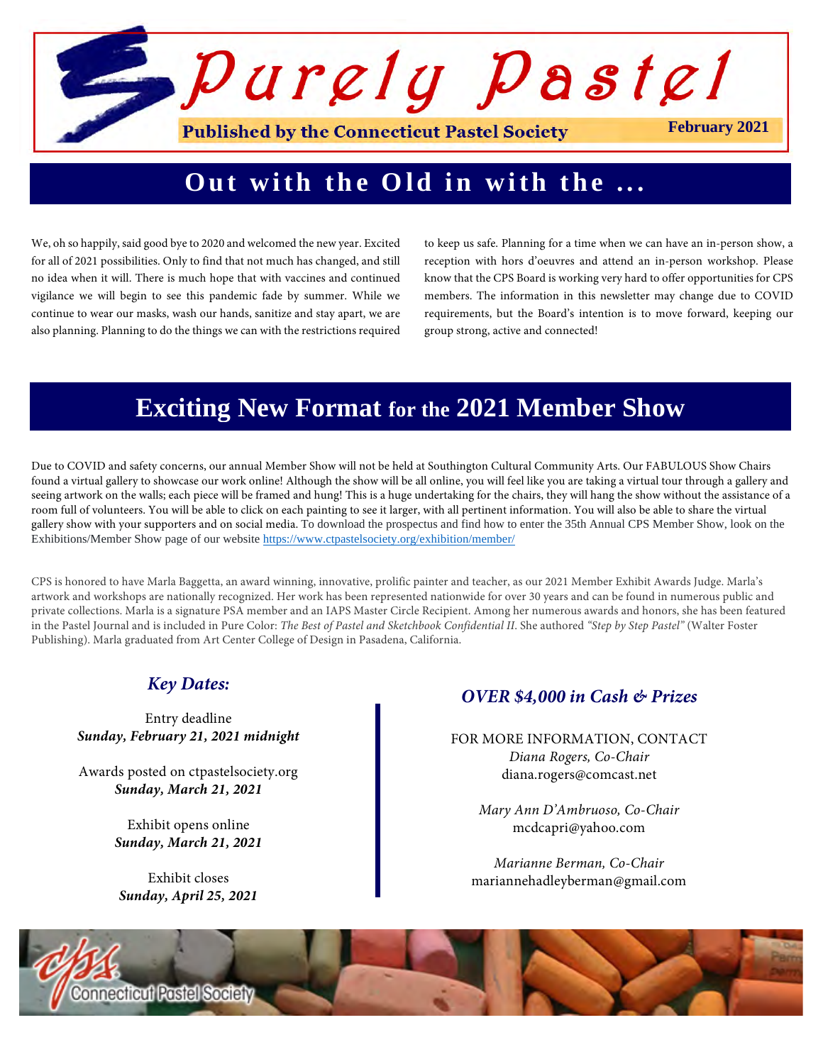# Purely Pastel

**Published by the Connecticut Pastel Society** — **February 2021**

## Out with the Old in with the ...

We, oh so happily, said good bye to 2020 and welcomed the new year. Excited for all of 2021 possibilities. Only to find that not much has changed, and still no idea when it will. There is much hope that with vaccines and continued vigilance we will begin to see this pandemic fade by summer. While we continue to wear our masks, wash our hands, sanitize and stay apart, we are also planning. Planning to do the things we can with the restrictions required to keep us safe. Planning for a time when we can have an in-person show, a reception with hors d'oeuvres and attend an in-person workshop. Please know that the CPS Board is working very hard to offer opportunities for CPS members. The information in this newsletter may change due to COVID requirements, but the Board's intention is to move forward, keeping our group strong, active and connected!

## Exciting New Format for the 2021 Member Show

Due to COVID and safety concerns, our annual Member Show will not be held at Southington Cultural Community Arts. Our FABULOUS Show Chairs found a virtual gallery to showcase our work online! Although the show will be all online, you will feel like you are taking a virtual tour through a gallery and seeing artwork on the walls; each piece will be framed and hung! This is a huge undertaking for the chairs, they will hang the show without the assistance of a room full of volunteers. You will be able to click on each painting to see it larger, with all pertinent information. You will also be able to share the virtual gallery show with your supporters and on social media. To download the prospectus and find how to enter the 35th Annual CPS Member Show, look on the Exhibitions/Member Show page of our website https://www.ctpastelsociety.org/exhibition/member/

CPS is honored to have Marla Baggetta, an award winning, innovative, prolific painter and teacher, as our 2021 Member Exhibit Awards Judge. Marla's artwork and workshops are nationally recognized. Her work has been represented nationwide for over 30 years and can be found in numerous public and private collections. Marla is a signature PSA member and an IAPS Master Circle Recipient. Among her numerous awards and honors, she has been featured in the Pastel Journal and is included in Pure Color: *The Best of Pastel and Sketchbook Confidential II*. She authored *"Step by Step Pastel"* (Walter Foster Publishing). Marla graduated from Art Center College of Design in Pasadena, California.

### *Key Dates:*

Entry deadline
***Sunday, February 21, 2021 midnight***

Awards posted on ctpastelsociety.org
***Sunday, March 21, 2021***

Exhibit opens online
***Sunday, March 21, 2021***

Exhibit closes
***Sunday, April 25, 2021***

### *OVER $4,000 in Cash & Prizes*

FOR MORE INFORMATION, CONTACT

*Diana Rogers, Co-Chair*
diana.rogers@comcast.net

*Mary Ann D'Ambruoso, Co-Chair*
mcdcapri@yahoo.com

*Marianne Berman, Co-Chair*
mariannehadleyberman@gmail.com

Connecticut Pastel Society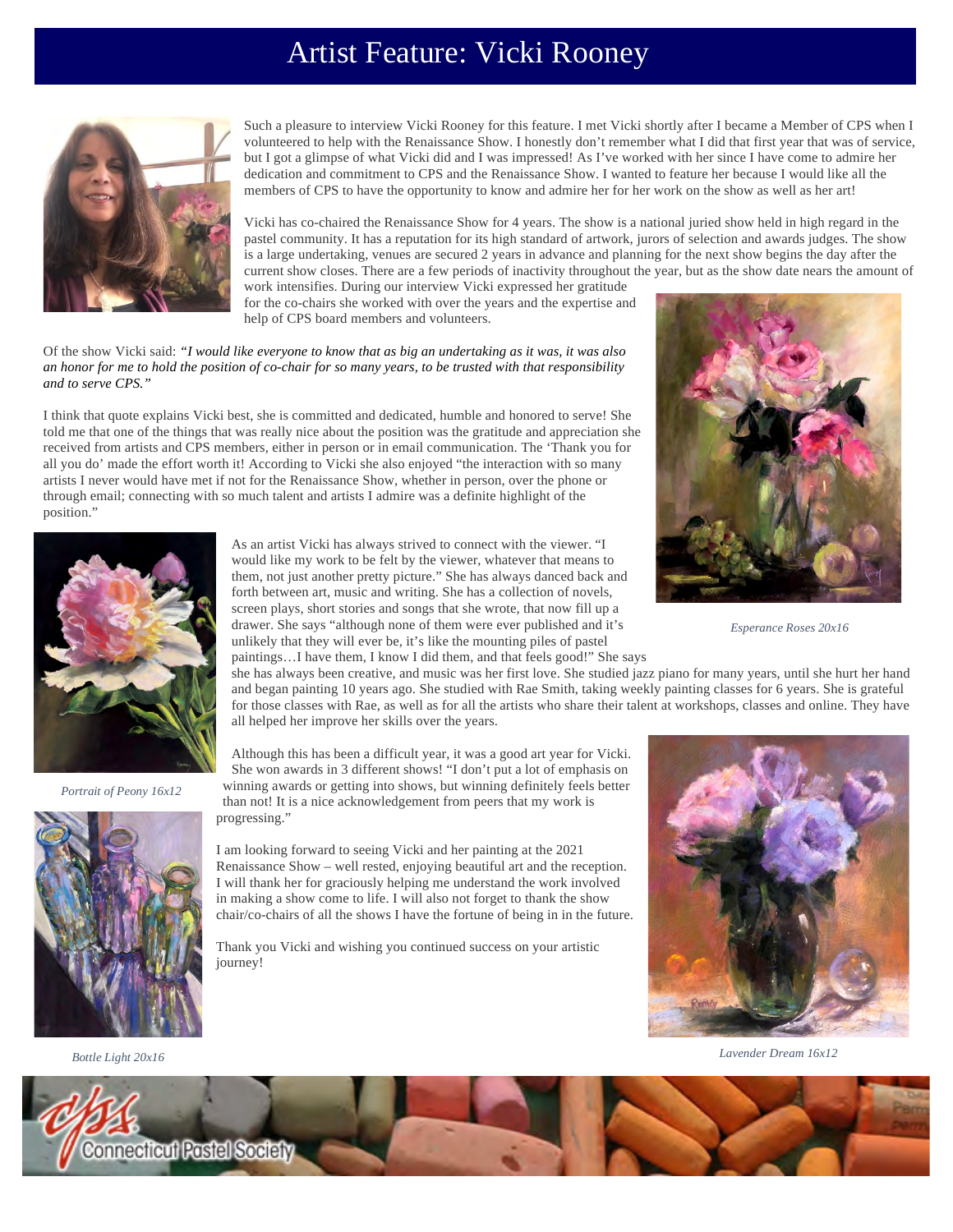# Artist Feature: Vicki Rooney

Such a pleasure to interview Vicki Rooney for this feature. I met Vicki shortly after I became a Member of CPS when I volunteered to help with the Renaissance Show. I honestly don't remember what I did that first year that was of service, but I got a glimpse of what Vicki did and I was impressed! As I've worked with her since I have come to admire her dedication and commitment to CPS and the Renaissance Show. I wanted to feature her because I would like all the members of CPS to have the opportunity to know and admire her for her work on the show as well as her art!

Vicki has co-chaired the Renaissance Show for 4 years. The show is a national juried show held in high regard in the pastel community. It has a reputation for its high standard of artwork, jurors of selection and awards judges. The show is a large undertaking, venues are secured 2 years in advance and planning for the next show begins the day after the current show closes. There are a few periods of inactivity throughout the year, but as the show date nears the amount of work intensifies. During our interview Vicki expressed her gratitude for the co-chairs she worked with over the years and the expertise and help of CPS board members and volunteers.

Of the show Vicki said: *"I would like everyone to know that as big an undertaking as it was, it was also an honor for me to hold the position of co-chair for so many years, to be trusted with that responsibility and to serve CPS."*

I think that quote explains Vicki best, she is committed and dedicated, humble and honored to serve! She told me that one of the things that was really nice about the position was the gratitude and appreciation she received from artists and CPS members, either in person or in email communication. The 'Thank you for all you do' made the effort worth it! According to Vicki she also enjoyed "the interaction with so many artists I never would have met if not for the Renaissance Show, whether in person, over the phone or through email; connecting with so much talent and artists I admire was a definite highlight of the position."

*Esperance Roses 20x16*

As an artist Vicki has always strived to connect with the viewer. "I would like my work to be felt by the viewer, whatever that means to them, not just another pretty picture." She has always danced back and forth between art, music and writing. She has a collection of novels, screen plays, short stories and songs that she wrote, that now fill up a drawer. She says "although none of them were ever published and it's unlikely that they will ever be, it's like the mounting piles of pastel paintings…I have them, I know I did them, and that feels good!" She says she has always been creative, and music was her first love. She studied jazz piano for many years, until she hurt her hand and began painting 10 years ago. She studied with Rae Smith, taking weekly painting classes for 6 years. She is grateful for those classes with Rae, as well as for all the artists who share their talent at workshops, classes and online. They have all helped her improve her skills over the years.

*Portrait of Peony 16x12*

Although this has been a difficult year, it was a good art year for Vicki. She won awards in 3 different shows! "I don't put a lot of emphasis on winning awards or getting into shows, but winning definitely feels better than not! It is a nice acknowledgement from peers that my work is progressing."

I am looking forward to seeing Vicki and her painting at the 2021 Renaissance Show – well rested, enjoying beautiful art and the reception. I will thank her for graciously helping me understand the work involved in making a show come to life. I will also not forget to thank the show chair/co-chairs of all the shows I have the fortune of being in in the future.

Thank you Vicki and wishing you continued success on your artistic journey!

*Bottle Light 20x16*

*Lavender Dream 16x12*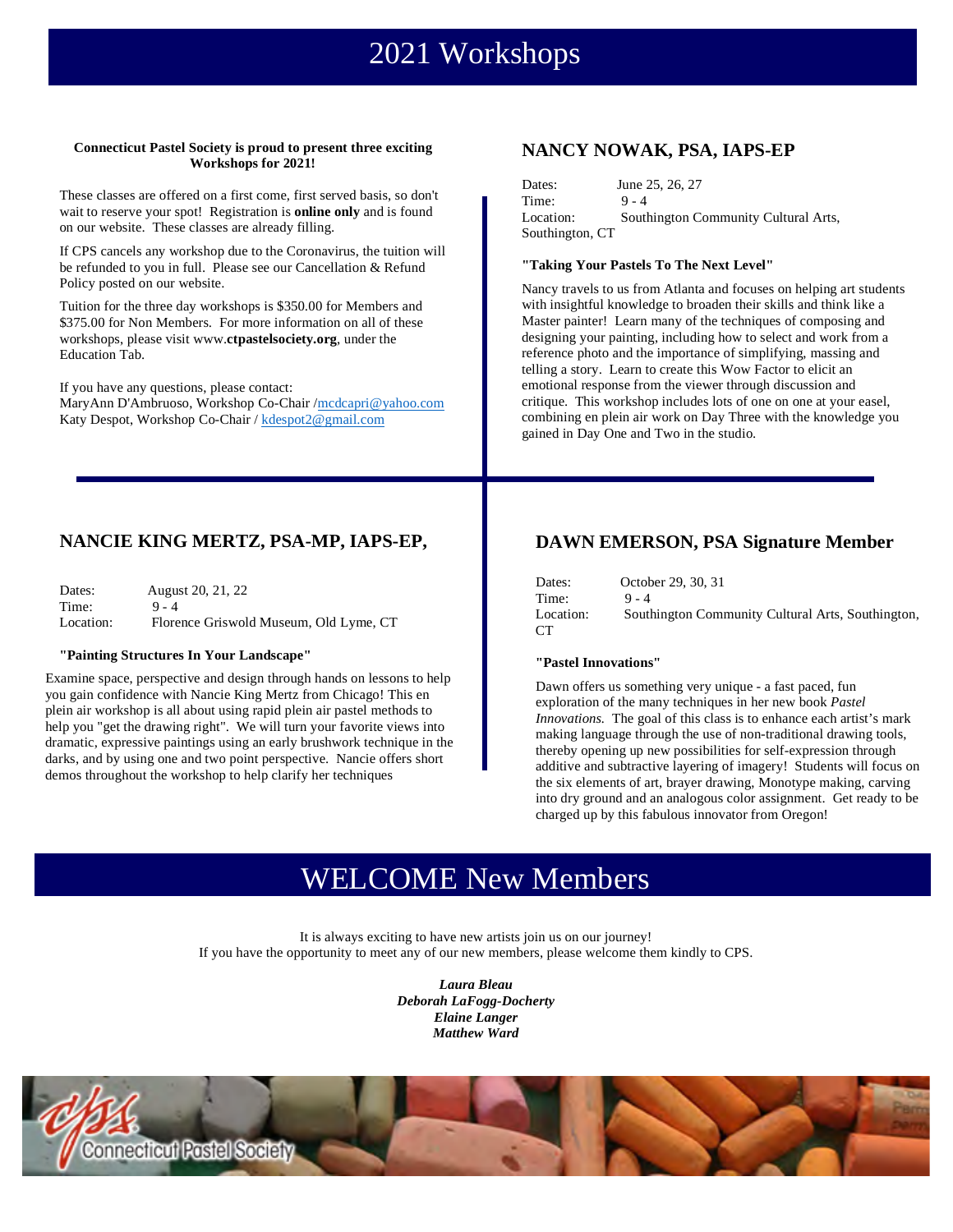# 2021 Workshops

**Connecticut Pastel Society is proud to present three exciting Workshops for 2021!**

These classes are offered on a first come, first served basis, so don't wait to reserve your spot! Registration is **online only** and is found on our website. These classes are already filling.

If CPS cancels any workshop due to the Coronavirus, the tuition will be refunded to you in full. Please see our Cancellation & Refund Policy posted on our website.

Tuition for the three day workshops is $350.00 for Members and $375.00 for Non Members. For more information on all of these workshops, please visit www.**ctpastelsociety.org**, under the Education Tab.

If you have any questions, please contact:
MaryAnn D'Ambruoso, Workshop Co-Chair /mcdcapri@yahoo.com
Katy Despot, Workshop Co-Chair / kdespot2@gmail.com

## NANCY NOWAK, PSA, IAPS-EP

Dates: June 25, 26, 27
Time: 9 - 4
Location: Southington Community Cultural Arts, Southington, CT

**"Taking Your Pastels To The Next Level"**

Nancy travels to us from Atlanta and focuses on helping art students with insightful knowledge to broaden their skills and think like a Master painter! Learn many of the techniques of composing and designing your painting, including how to select and work from a reference photo and the importance of simplifying, massing and telling a story. Learn to create this Wow Factor to elicit an emotional response from the viewer through discussion and critique. This workshop includes lots of one on one at your easel, combining en plein air work on Day Three with the knowledge you gained in Day One and Two in the studio.

## NANCIE KING MERTZ, PSA-MP, IAPS-EP,

Dates: August 20, 21, 22
Time: 9 - 4
Location: Florence Griswold Museum, Old Lyme, CT

**"Painting Structures In Your Landscape"**

Examine space, perspective and design through hands on lessons to help you gain confidence with Nancie King Mertz from Chicago! This en plein air workshop is all about using rapid plein air pastel methods to help you "get the drawing right". We will turn your favorite views into dramatic, expressive paintings using an early brushwork technique in the darks, and by using one and two point perspective. Nancie offers short demos throughout the workshop to help clarify her techniques

## DAWN EMERSON, PSA Signature Member

Dates: October 29, 30, 31
Time: 9 - 4
Location: Southington Community Cultural Arts, Southington, CT

**"Pastel Innovations"**

Dawn offers us something very unique - a fast paced, fun exploration of the many techniques in her new book *Pastel Innovations.* The goal of this class is to enhance each artist's mark making language through the use of non-traditional drawing tools, thereby opening up new possibilities for self-expression through additive and subtractive layering of imagery! Students will focus on the six elements of art, brayer drawing, Monotype making, carving into dry ground and an analogous color assignment. Get ready to be charged up by this fabulous innovator from Oregon!

# WELCOME New Members

It is always exciting to have new artists join us on our journey!
If you have the opportunity to meet any of our new members, please welcome them kindly to CPS.

***Laura Bleau***
***Deborah LaFogg-Docherty***
***Elaine Langer***
***Matthew Ward***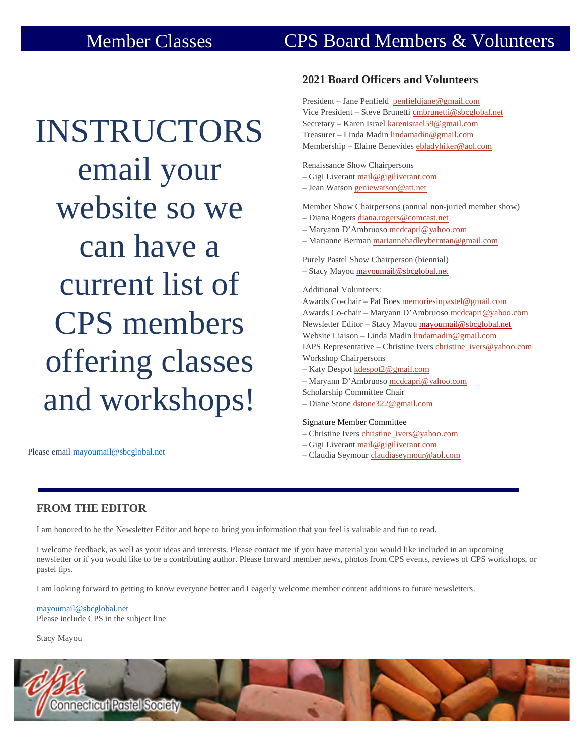# Member Classes

INSTRUCTORS email your website so we can have a current list of CPS members offering classes and workshops!

Please email mayoumail@sbcglobal.net

# CPS Board Members & Volunteers

### 2021 Board Officers and Volunteers

President – Jane Penfield penfieldjane@gmail.com
Vice President – Steve Brunetti cmbrunetti@sbcglobal.net
Secretary – Karen Israel karenisrael59@gmail.com
Treasurer – Linda Madin lindamadin@gmail.com
Membership – Elaine Benevides ebladyhiker@aol.com

Renaissance Show Chairpersons
– Gigi Liverant mail@gigiliverant.com
– Jean Watson geniewatson@att.net

Member Show Chairpersons (annual non-juried member show)
– Diana Rogers diana.rogers@comcast.net
– Maryann D'Ambruoso mcdcapri@yahoo.com
– Marianne Berman mariannehadleyberman@gmail.com

Purely Pastel Show Chairperson (biennial)
– Stacy Mayou mayoumail@sbcglobal.net

Additional Volunteers:
Awards Co-chair – Pat Boes memoriesinpastel@gmail.com
Awards Co-chair – Maryann D'Ambruoso mcdcapri@yahoo.com
Newsletter Editor – Stacy Mayou mayoumail@sbcglobal.net
Website Liaison – Linda Madin lindamadin@gmail.com
IAPS Representative – Christine Ivers christine_ivers@yahoo.com
Workshop Chairpersons
– Katy Despot kdespot2@gmail.com
– Maryann D'Ambruoso mcdcapri@yahoo.com
Scholarship Committee Chair
– Diane Stone dstone322@gmail.com

Signature Member Committee
– Christine Ivers christine_ivers@yahoo.com
– Gigi Liverant mail@gigiliverant.com
– Claudia Seymour claudiaseymour@aol.com

## FROM THE EDITOR

I am honored to be the Newsletter Editor and hope to bring you information that you feel is valuable and fun to read.

I welcome feedback, as well as your ideas and interests. Please contact me if you have material you would like included in an upcoming newsletter or if you would like to be a contributing author. Please forward member news, photos from CPS events, reviews of CPS workshops, or pastel tips.

I am looking forward to getting to know everyone better and I eagerly welcome member content additions to future newsletters.

mayoumail@sbcglobal.net
Please include CPS in the subject line

Stacy Mayou